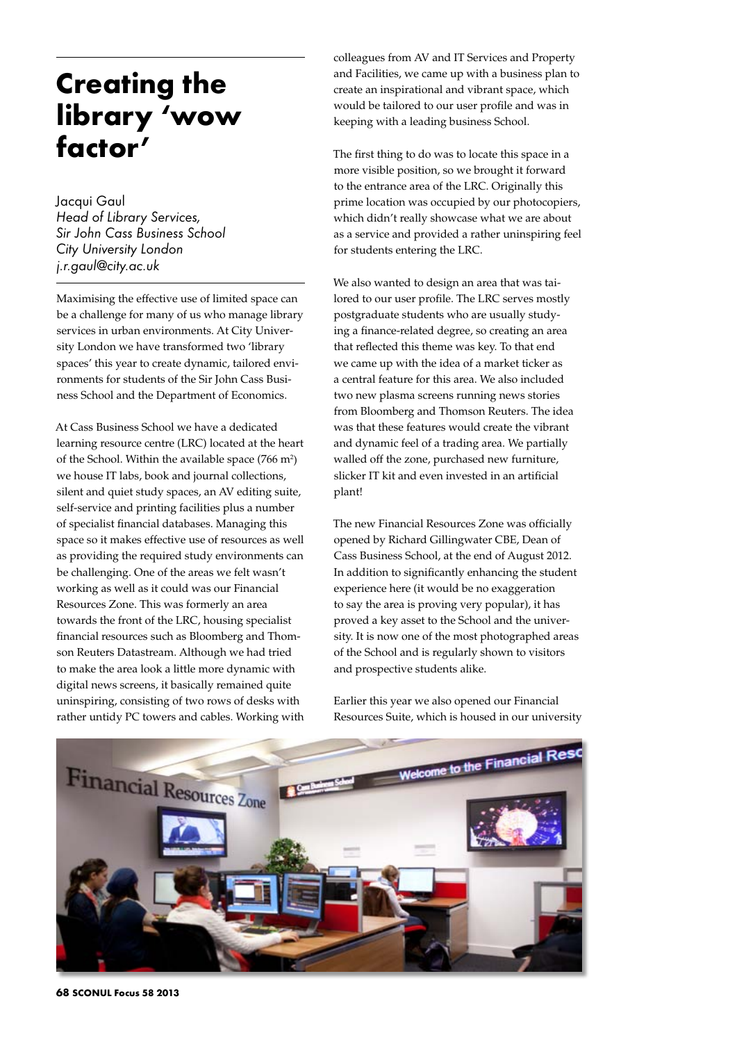# Creating the library 'wow factor'

Jacqui Gaul
*Head of Library Services, Sir John Cass Business School City University London*
*j.r.gaul@city.ac.uk*

Maximising the effective use of limited space can be a challenge for many of us who manage library services in urban environments. At City University London we have transformed two 'library spaces' this year to create dynamic, tailored environments for students of the Sir John Cass Business School and the Department of Economics.

At Cass Business School we have a dedicated learning resource centre (LRC) located at the heart of the School. Within the available space (766 $m^2$) we house IT labs, book and journal collections, silent and quiet study spaces, an AV editing suite, self-service and printing facilities plus a number of specialist financial databases. Managing this space so it makes effective use of resources as well as providing the required study environments can be challenging. One of the areas we felt wasn't working as well as it could was our Financial Resources Zone. This was formerly an area towards the front of the LRC, housing specialist financial resources such as Bloomberg and Thomson Reuters Datastream. Although we had tried to make the area look a little more dynamic with digital news screens, it basically remained quite uninspiring, consisting of two rows of desks with rather untidy PC towers and cables. Working with colleagues from AV and IT Services and Property and Facilities, we came up with a business plan to create an inspirational and vibrant space, which would be tailored to our user profile and was in keeping with a leading business School.

The first thing to do was to locate this space in a more visible position, so we brought it forward to the entrance area of the LRC. Originally this prime location was occupied by our photocopiers, which didn't really showcase what we are about as a service and provided a rather uninspiring feel for students entering the LRC.

We also wanted to design an area that was tailored to our user profile. The LRC serves mostly postgraduate students who are usually studying a finance-related degree, so creating an area that reflected this theme was key. To that end we came up with the idea of a market ticker as a central feature for this area. We also included two new plasma screens running news stories from Bloomberg and Thomson Reuters. The idea was that these features would create the vibrant and dynamic feel of a trading area. We partially walled off the zone, purchased new furniture, slicker IT kit and even invested in an artificial plant!

The new Financial Resources Zone was officially opened by Richard Gillingwater CBE, Dean of Cass Business School, at the end of August 2012. In addition to significantly enhancing the student experience here (it would be no exaggeration to say the area is proving very popular), it has proved a key asset to the School and the university. It is now one of the most photographed areas of the School and is regularly shown to visitors and prospective students alike.

Earlier this year we also opened our Financial Resources Suite, which is housed in our university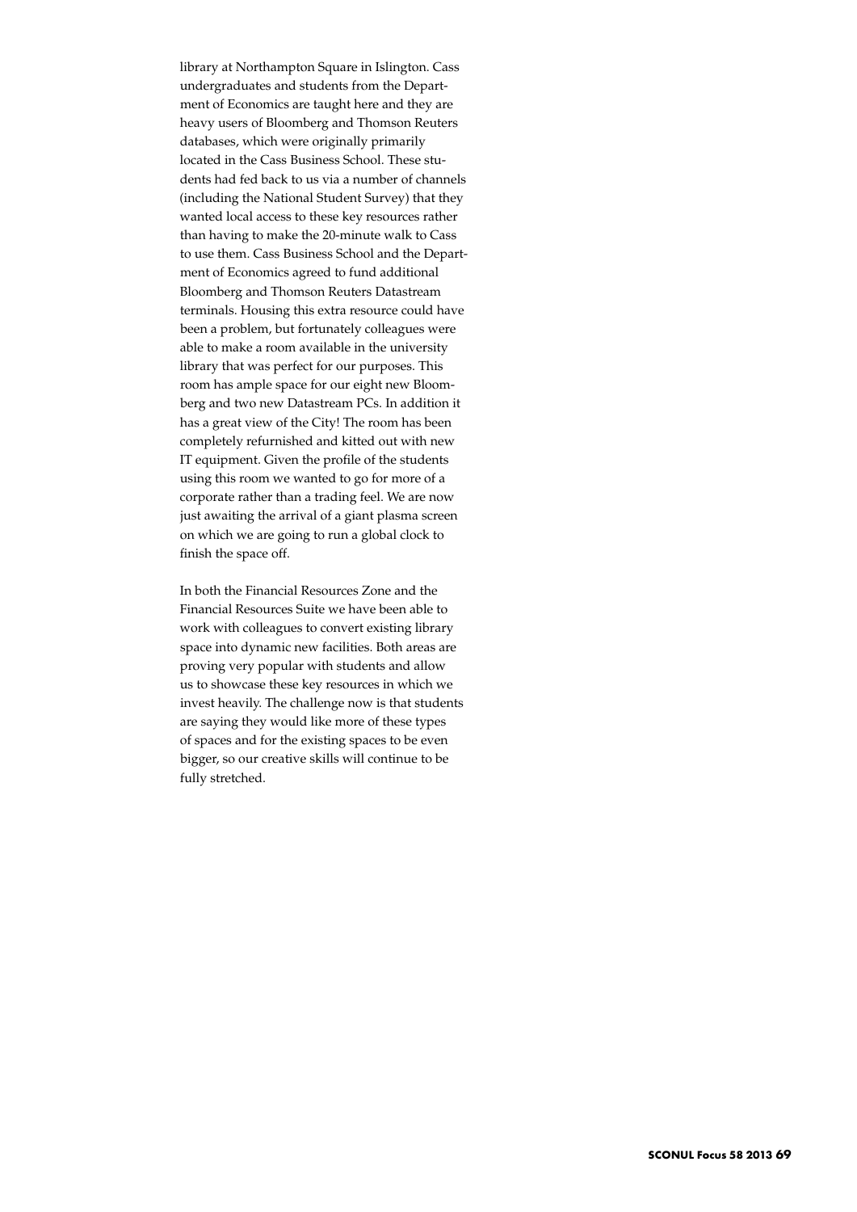library at Northampton Square in Islington. Cass undergraduates and students from the Department of Economics are taught here and they are heavy users of Bloomberg and Thomson Reuters databases, which were originally primarily located in the Cass Business School. These students had fed back to us via a number of channels (including the National Student Survey) that they wanted local access to these key resources rather than having to make the 20-minute walk to Cass to use them. Cass Business School and the Department of Economics agreed to fund additional Bloomberg and Thomson Reuters Datastream terminals. Housing this extra resource could have been a problem, but fortunately colleagues were able to make a room available in the university library that was perfect for our purposes. This room has ample space for our eight new Bloomberg and two new Datastream PCs. In addition it has a great view of the City! The room has been completely refurnished and kitted out with new IT equipment. Given the profile of the students using this room we wanted to go for more of a corporate rather than a trading feel. We are now just awaiting the arrival of a giant plasma screen on which we are going to run a global clock to finish the space off.

In both the Financial Resources Zone and the Financial Resources Suite we have been able to work with colleagues to convert existing library space into dynamic new facilities. Both areas are proving very popular with students and allow us to showcase these key resources in which we invest heavily. The challenge now is that students are saying they would like more of these types of spaces and for the existing spaces to be even bigger, so our creative skills will continue to be fully stretched.